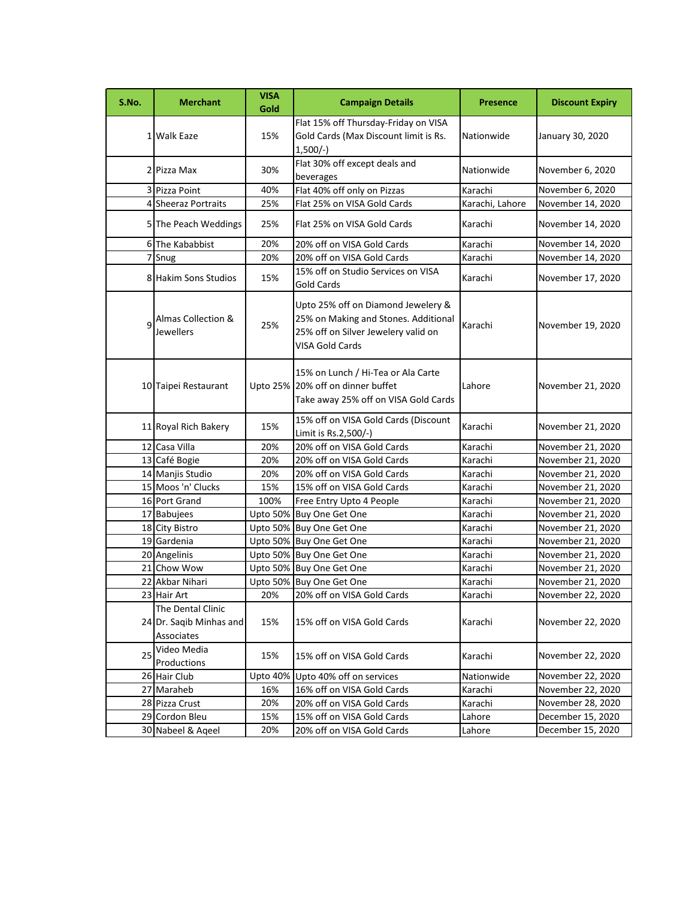| S.No. | Merchant | VISA Gold | Campaign Details | Presence | Discount Expiry |
|---|---|---|---|---|---|
| 1 | Walk Eaze | 15% | Flat 15% off Thursday-Friday on VISA Gold Cards (Max Discount limit is Rs. 1,500/-) | Nationwide | January 30, 2020 |
| 2 | Pizza Max | 30% | Flat 30% off except deals and beverages | Nationwide | November 6, 2020 |
| 3 | Pizza Point | 40% | Flat 40% off only on Pizzas | Karachi | November 6, 2020 |
| 4 | Sheeraz Portraits | 25% | Flat 25% on VISA Gold Cards | Karachi, Lahore | November 14, 2020 |
| 5 | The Peach Weddings | 25% | Flat 25% on VISA Gold Cards | Karachi | November 14, 2020 |
| 6 | The Kababbist | 20% | 20% off on VISA Gold Cards | Karachi | November 14, 2020 |
| 7 | Snug | 20% | 20% off on VISA Gold Cards | Karachi | November 14, 2020 |
| 8 | Hakim Sons Studios | 15% | 15% off on Studio Services on VISA Gold Cards | Karachi | November 17, 2020 |
| 9 | Almas Collection & Jewellers | 25% | Upto 25% off on Diamond Jewelery & 25% on Making and Stones. Additional 25% off on Silver Jewelery valid on VISA Gold Cards | Karachi | November 19, 2020 |
| 10 | Taipei Restaurant | Upto 25% | 15% on Lunch / Hi-Tea or Ala Carte<br>20% off on dinner buffet<br>Take away 25% off on VISA Gold Cards | Lahore | November 21, 2020 |
| 11 | Royal Rich Bakery | 15% | 15% off on VISA Gold Cards (Discount Limit is Rs.2,500/-) | Karachi | November 21, 2020 |
| 12 | Casa Villa | 20% | 20% off on VISA Gold Cards | Karachi | November 21, 2020 |
| 13 | Café Bogie | 20% | 20% off on VISA Gold Cards | Karachi | November 21, 2020 |
| 14 | Manjis Studio | 20% | 20% off on VISA Gold Cards | Karachi | November 21, 2020 |
| 15 | Moos 'n' Clucks | 15% | 15% off on VISA Gold Cards | Karachi | November 21, 2020 |
| 16 | Port Grand | 100% | Free Entry Upto 4 People | Karachi | November 21, 2020 |
| 17 | Babujees | Upto 50% | Buy One Get One | Karachi | November 21, 2020 |
| 18 | City Bistro | Upto 50% | Buy One Get One | Karachi | November 21, 2020 |
| 19 | Gardenia | Upto 50% | Buy One Get One | Karachi | November 21, 2020 |
| 20 | Angelinis | Upto 50% | Buy One Get One | Karachi | November 21, 2020 |
| 21 | Chow Wow | Upto 50% | Buy One Get One | Karachi | November 21, 2020 |
| 22 | Akbar Nihari | Upto 50% | Buy One Get One | Karachi | November 21, 2020 |
| 23 | Hair Art | 20% | 20% off on VISA Gold Cards | Karachi | November 22, 2020 |
| 24 | The Dental Clinic Dr. Saqib Minhas and Associates | 15% | 15% off on VISA Gold Cards | Karachi | November 22, 2020 |
| 25 | Video Media Productions | 15% | 15% off on VISA Gold Cards | Karachi | November 22, 2020 |
| 26 | Hair Club | Upto 40% | Upto 40% off on services | Nationwide | November 22, 2020 |
| 27 | Maraheb | 16% | 16% off on VISA Gold Cards | Karachi | November 22, 2020 |
| 28 | Pizza Crust | 20% | 20% off on VISA Gold Cards | Karachi | November 28, 2020 |
| 29 | Cordon Bleu | 15% | 15% off on VISA Gold Cards | Lahore | December 15, 2020 |
| 30 | Nabeel & Aqeel | 20% | 20% off on VISA Gold Cards | Lahore | December 15, 2020 |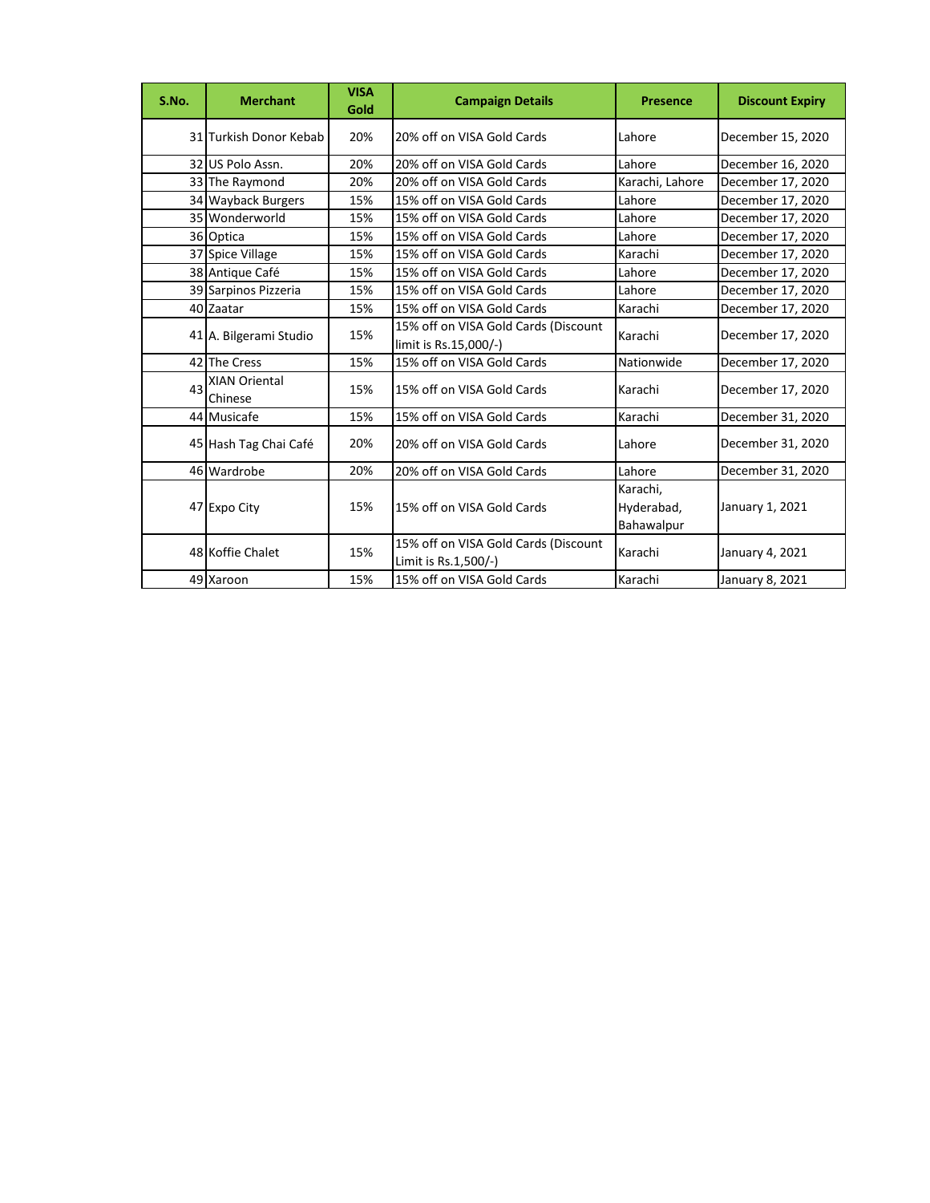| S.No. | Merchant | VISA Gold | Campaign Details | Presence | Discount Expiry |
|---|---|---|---|---|---|
| 31 | Turkish Donor Kebab | 20% | 20% off on VISA Gold Cards | Lahore | December 15, 2020 |
| 32 | US Polo Assn. | 20% | 20% off on VISA Gold Cards | Lahore | December 16, 2020 |
| 33 | The Raymond | 20% | 20% off on VISA Gold Cards | Karachi, Lahore | December 17, 2020 |
| 34 | Wayback Burgers | 15% | 15% off on VISA Gold Cards | Lahore | December 17, 2020 |
| 35 | Wonderworld | 15% | 15% off on VISA Gold Cards | Lahore | December 17, 2020 |
| 36 | Optica | 15% | 15% off on VISA Gold Cards | Lahore | December 17, 2020 |
| 37 | Spice Village | 15% | 15% off on VISA Gold Cards | Karachi | December 17, 2020 |
| 38 | Antique Café | 15% | 15% off on VISA Gold Cards | Lahore | December 17, 2020 |
| 39 | Sarpinos Pizzeria | 15% | 15% off on VISA Gold Cards | Lahore | December 17, 2020 |
| 40 | Zaatar | 15% | 15% off on VISA Gold Cards | Karachi | December 17, 2020 |
| 41 | A. Bilgerami Studio | 15% | 15% off on VISA Gold Cards (Discount limit is Rs.15,000/-) | Karachi | December 17, 2020 |
| 42 | The Cress | 15% | 15% off on VISA Gold Cards | Nationwide | December 17, 2020 |
| 43 | XIAN Oriental Chinese | 15% | 15% off on VISA Gold Cards | Karachi | December 17, 2020 |
| 44 | Musicafe | 15% | 15% off on VISA Gold Cards | Karachi | December 31, 2020 |
| 45 | Hash Tag Chai Café | 20% | 20% off on VISA Gold Cards | Lahore | December 31, 2020 |
| 46 | Wardrobe | 20% | 20% off on VISA Gold Cards | Lahore | December 31, 2020 |
| 47 | Expo City | 15% | 15% off on VISA Gold Cards | Karachi, Hyderabad, Bahawalpur | January 1, 2021 |
| 48 | Koffie Chalet | 15% | 15% off on VISA Gold Cards (Discount Limit is Rs.1,500/-) | Karachi | January 4, 2021 |
| 49 | Xaroon | 15% | 15% off on VISA Gold Cards | Karachi | January 8, 2021 |